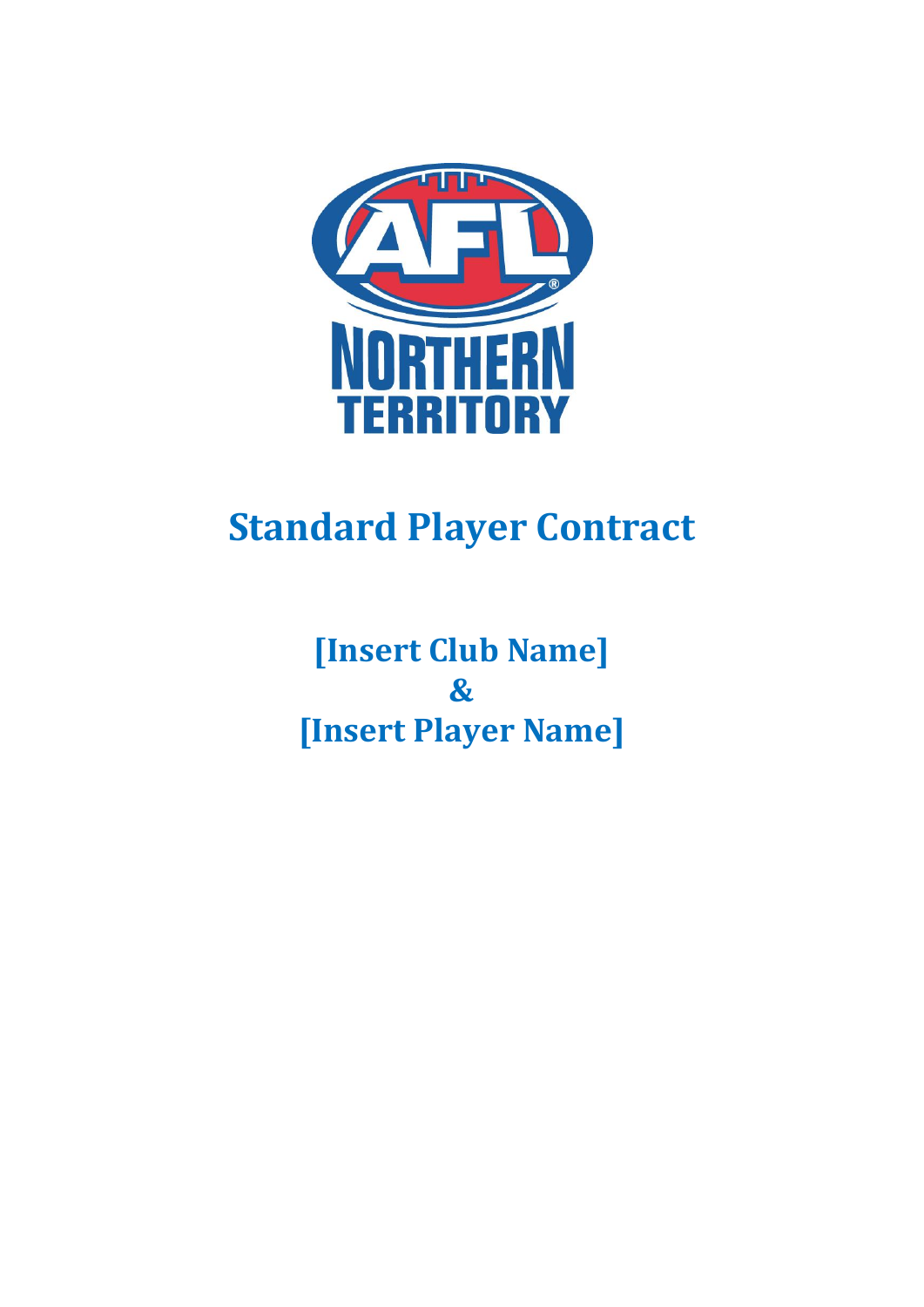# Standard Player Contract

**[Insert Club Name]**

**&**

**[Insert Player Name]**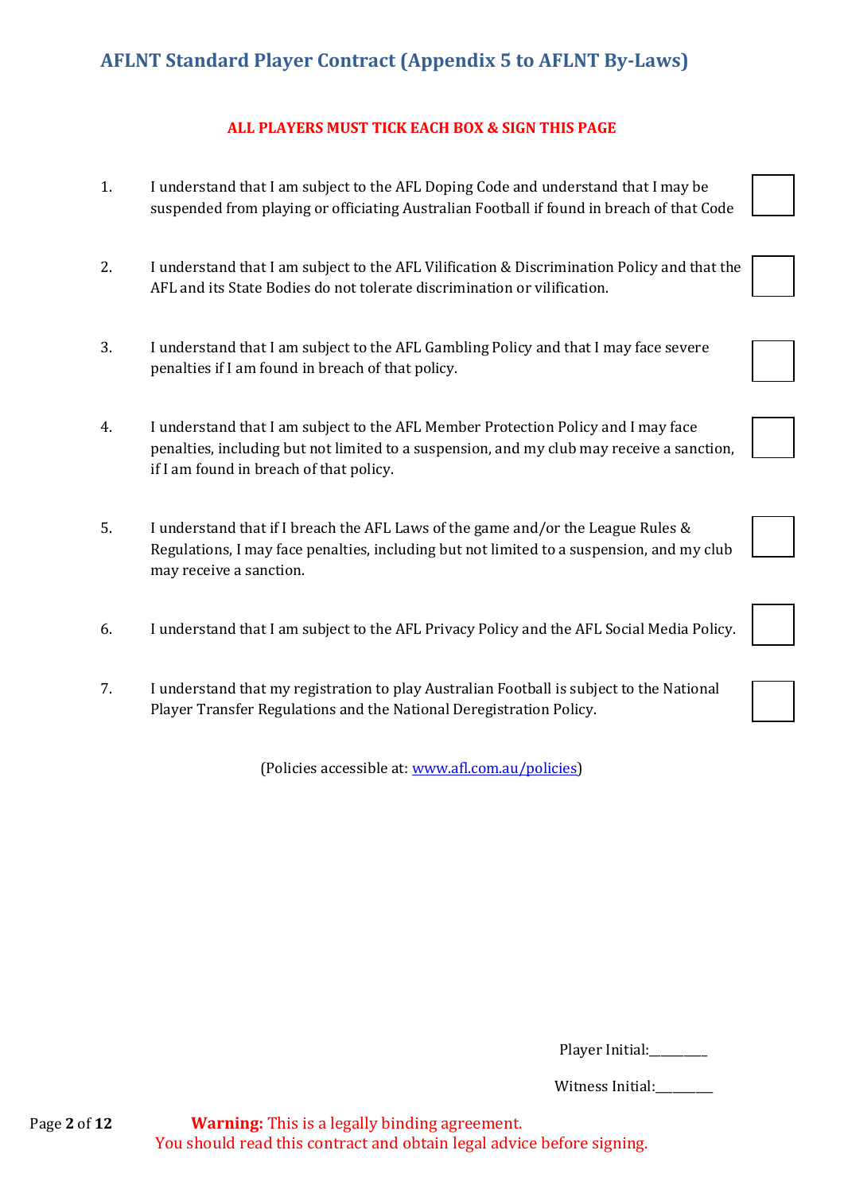# AFLNT Standard Player Contract (Appendix 5 to AFLNT By-Laws)

**ALL PLAYERS MUST TICK EACH BOX & SIGN THIS PAGE**

1. I understand that I am subject to the AFL Doping Code and understand that I may be suspended from playing or officiating Australian Football if found in breach of that Code ☐

2. I understand that I am subject to the AFL Vilification & Discrimination Policy and that the AFL and its State Bodies do not tolerate discrimination or vilification. ☐

3. I understand that I am subject to the AFL Gambling Policy and that I may face severe penalties if I am found in breach of that policy. ☐

4. I understand that I am subject to the AFL Member Protection Policy and I may face penalties, including but not limited to a suspension, and my club may receive a sanction, if I am found in breach of that policy. ☐

5. I understand that if I breach the AFL Laws of the game and/or the League Rules & Regulations, I may face penalties, including but not limited to a suspension, and my club may receive a sanction. ☐

6. I understand that I am subject to the AFL Privacy Policy and the AFL Social Media Policy. ☐

7. I understand that my registration to play Australian Football is subject to the National Player Transfer Regulations and the National Deregistration Policy. ☐

(Policies accessible at: [www.afl.com.au/policies](http://www.afl.com.au/policies))

Player Initial:_________

Witness Initial:_________

**Warning:** This is a legally binding agreement.
You should read this contract and obtain legal advice before signing.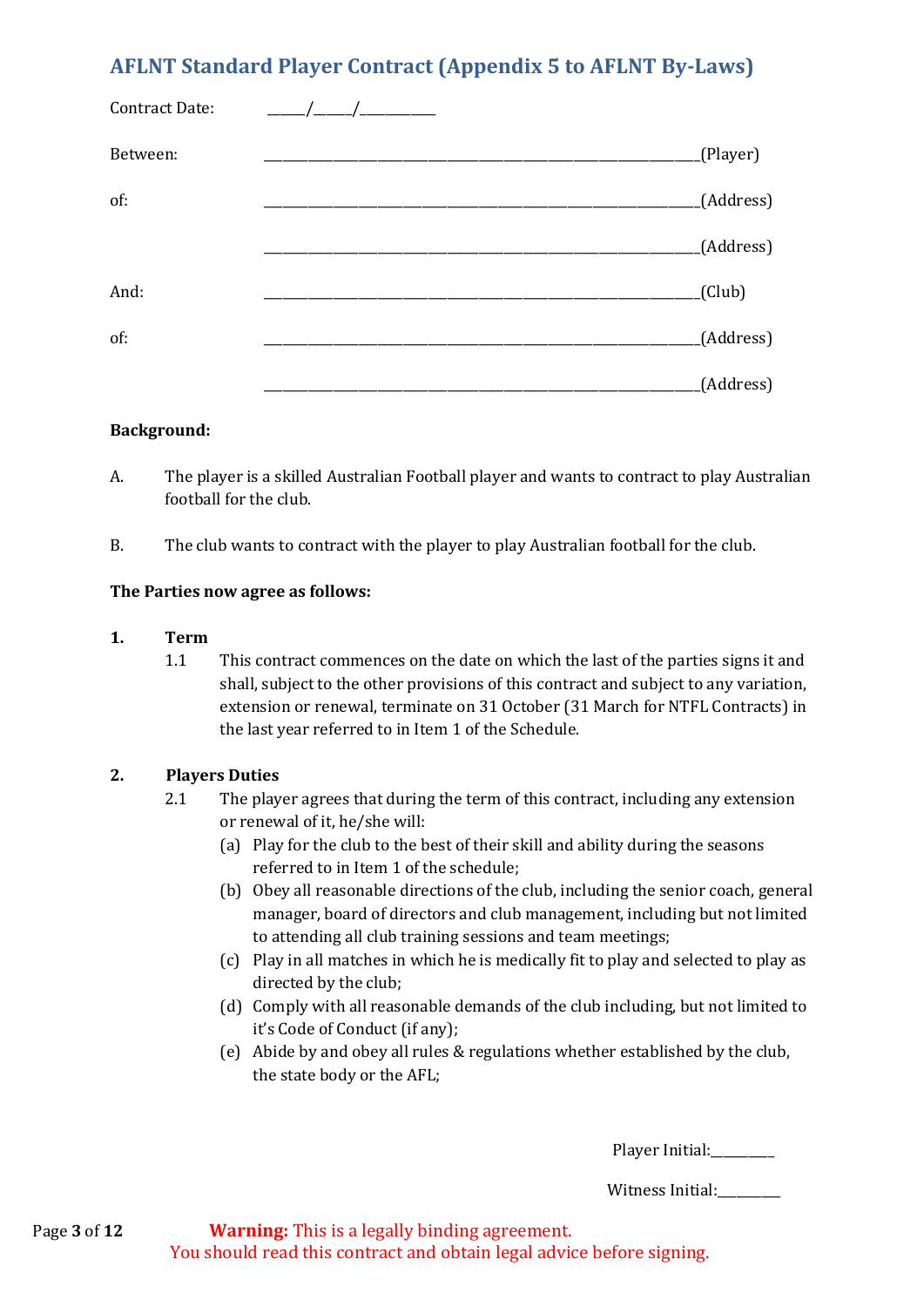## AFLNT Standard Player Contract (Appendix 5 to AFLNT By-Laws)

Contract Date: _____/_____/__________

Between: ____________________________________________________________(Player)

of: ____________________________________________________________(Address)

____________________________________________________________(Address)

And: ____________________________________________________________(Club)

of: ____________________________________________________________(Address)

____________________________________________________________(Address)

**Background:**

A. The player is a skilled Australian Football player and wants to contract to play Australian football for the club.

B. The club wants to contract with the player to play Australian football for the club.

**The Parties now agree as follows:**

**1. Term**

1.1 This contract commences on the date on which the last of the parties signs it and shall, subject to the other provisions of this contract and subject to any variation, extension or renewal, terminate on 31 October (31 March for NTFL Contracts) in the last year referred to in Item 1 of the Schedule.

**2. Players Duties**

2.1 The player agrees that during the term of this contract, including any extension or renewal of it, he/she will:

(a) Play for the club to the best of their skill and ability during the seasons referred to in Item 1 of the schedule;

(b) Obey all reasonable directions of the club, including the senior coach, general manager, board of directors and club management, including but not limited to attending all club training sessions and team meetings;

(c) Play in all matches in which he is medically fit to play and selected to play as directed by the club;

(d) Comply with all reasonable demands of the club including, but not limited to it's Code of Conduct (if any);

(e) Abide by and obey all rules & regulations whether established by the club, the state body or the AFL;

Player Initial:________

Witness Initial:________

**Warning:** This is a legally binding agreement.
You should read this contract and obtain legal advice before signing.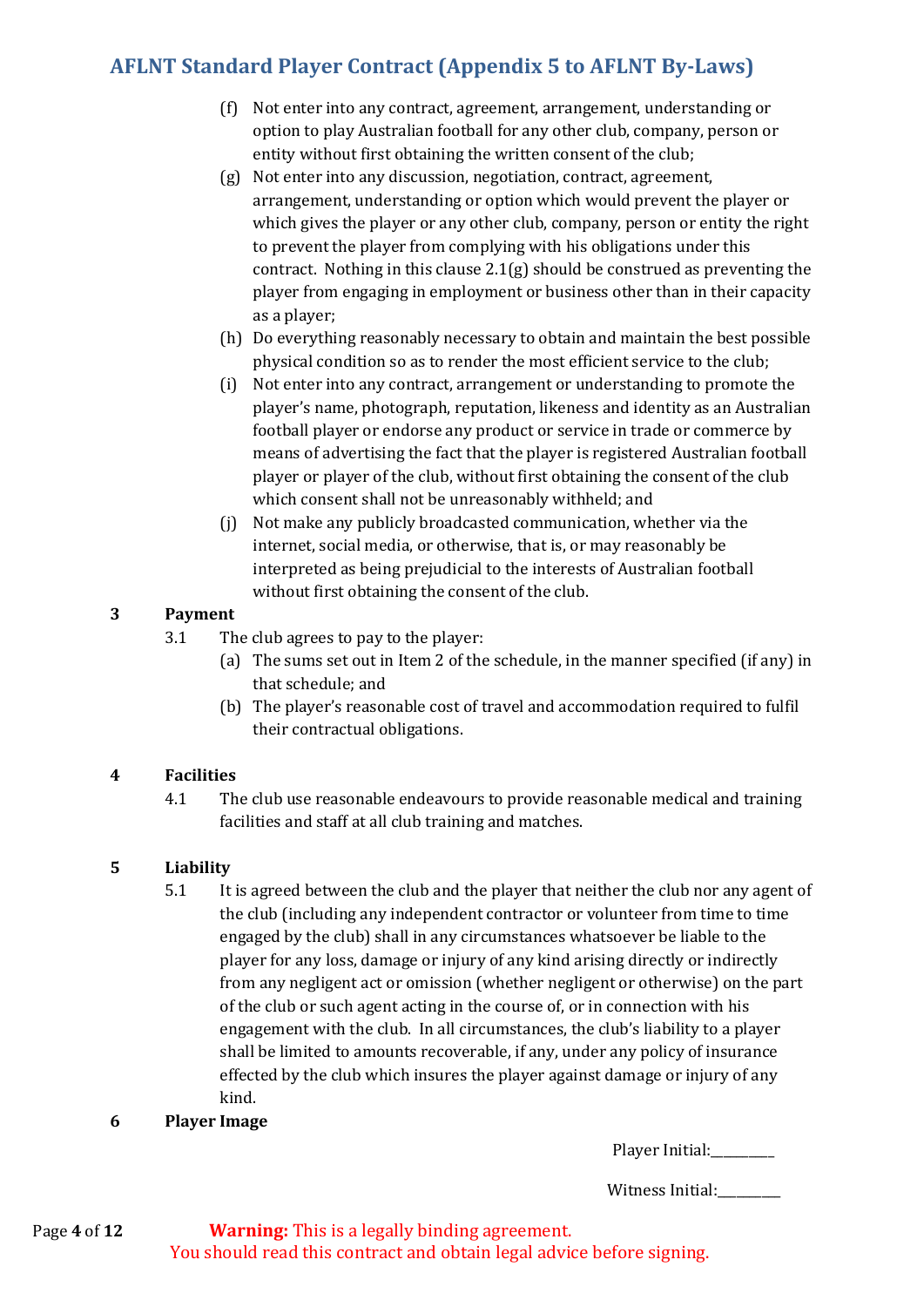(f) Not enter into any contract, agreement, arrangement, understanding or option to play Australian football for any other club, company, person or entity without first obtaining the written consent of the club;

(g) Not enter into any discussion, negotiation, contract, agreement, arrangement, understanding or option which would prevent the player or which gives the player or any other club, company, person or entity the right to prevent the player from complying with his obligations under this contract. Nothing in this clause 2.1(g) should be construed as preventing the player from engaging in employment or business other than in their capacity as a player;

(h) Do everything reasonably necessary to obtain and maintain the best possible physical condition so as to render the most efficient service to the club;

(i) Not enter into any contract, arrangement or understanding to promote the player's name, photograph, reputation, likeness and identity as an Australian football player or endorse any product or service in trade or commerce by means of advertising the fact that the player is registered Australian football player or player of the club, without first obtaining the consent of the club which consent shall not be unreasonably withheld; and

(j) Not make any publicly broadcasted communication, whether via the internet, social media, or otherwise, that is, or may reasonably be interpreted as being prejudicial to the interests of Australian football without first obtaining the consent of the club.

## 3 Payment

3.1 The club agrees to pay to the player:

(a) The sums set out in Item 2 of the schedule, in the manner specified (if any) in that schedule; and

(b) The player's reasonable cost of travel and accommodation required to fulfil their contractual obligations.

## 4 Facilities

4.1 The club use reasonable endeavours to provide reasonable medical and training facilities and staff at all club training and matches.

## 5 Liability

5.1 It is agreed between the club and the player that neither the club nor any agent of the club (including any independent contractor or volunteer from time to time engaged by the club) shall in any circumstances whatsoever be liable to the player for any loss, damage or injury of any kind arising directly or indirectly from any negligent act or omission (whether negligent or otherwise) on the part of the club or such agent acting in the course of, or in connection with his engagement with the club. In all circumstances, the club's liability to a player shall be limited to amounts recoverable, if any, under any policy of insurance effected by the club which insures the player against damage or injury of any kind.

## 6 Player Image

Player Initial:_________

Witness Initial:_________

**Warning:** This is a legally binding agreement.
You should read this contract and obtain legal advice before signing.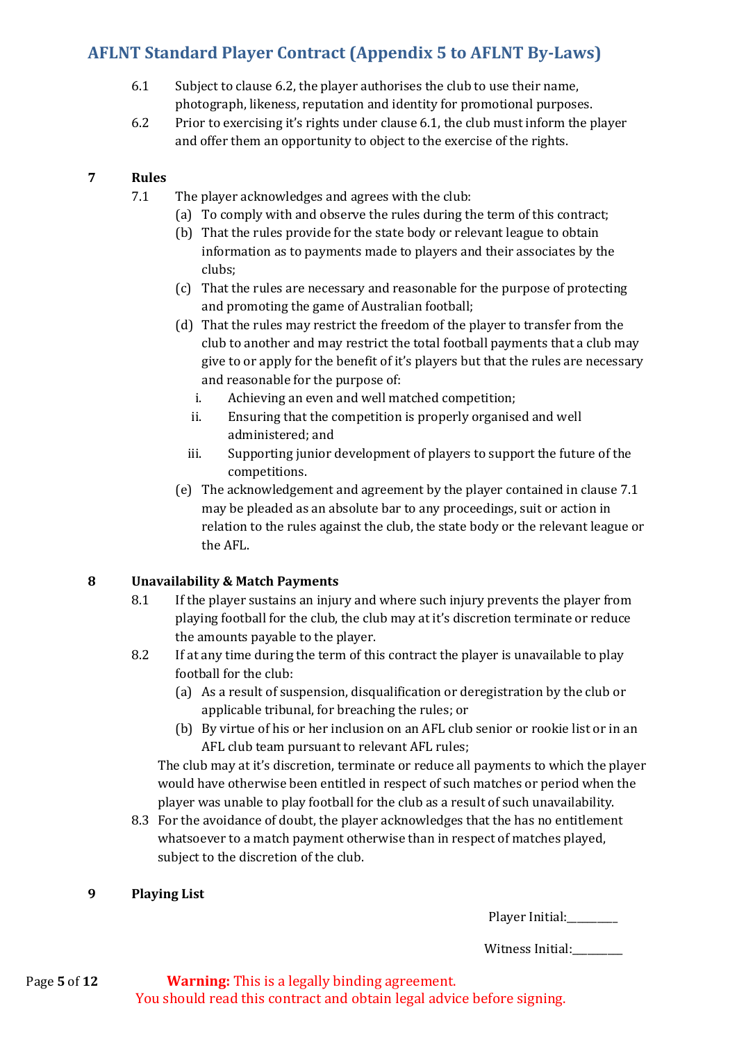6.1 Subject to clause 6.2, the player authorises the club to use their name, photograph, likeness, reputation and identity for promotional purposes.

6.2 Prior to exercising it's rights under clause 6.1, the club must inform the player and offer them an opportunity to object to the exercise of the rights.

## 7 Rules

7.1 The player acknowledges and agrees with the club:

(a) To comply with and observe the rules during the term of this contract;

(b) That the rules provide for the state body or relevant league to obtain information as to payments made to players and their associates by the clubs;

(c) That the rules are necessary and reasonable for the purpose of protecting and promoting the game of Australian football;

(d) That the rules may restrict the freedom of the player to transfer from the club to another and may restrict the total football payments that a club may give to or apply for the benefit of it's players but that the rules are necessary and reasonable for the purpose of:

i. Achieving an even and well matched competition;

ii. Ensuring that the competition is properly organised and well administered; and

iii. Supporting junior development of players to support the future of the competitions.

(e) The acknowledgement and agreement by the player contained in clause 7.1 may be pleaded as an absolute bar to any proceedings, suit or action in relation to the rules against the club, the state body or the relevant league or the AFL.

## 8 Unavailability & Match Payments

8.1 If the player sustains an injury and where such injury prevents the player from playing football for the club, the club may at it's discretion terminate or reduce the amounts payable to the player.

8.2 If at any time during the term of this contract the player is unavailable to play football for the club:

(a) As a result of suspension, disqualification or deregistration by the club or applicable tribunal, for breaching the rules; or

(b) By virtue of his or her inclusion on an AFL club senior or rookie list or in an AFL club team pursuant to relevant AFL rules;

The club may at it's discretion, terminate or reduce all payments to which the player would have otherwise been entitled in respect of such matches or period when the player was unable to play football for the club as a result of such unavailability.

8.3 For the avoidance of doubt, the player acknowledges that the has no entitlement whatsoever to a match payment otherwise than in respect of matches played, subject to the discretion of the club.

## 9 Playing List

Player Initial:_________

Witness Initial:_________

**Warning:** This is a legally binding agreement.
You should read this contract and obtain legal advice before signing.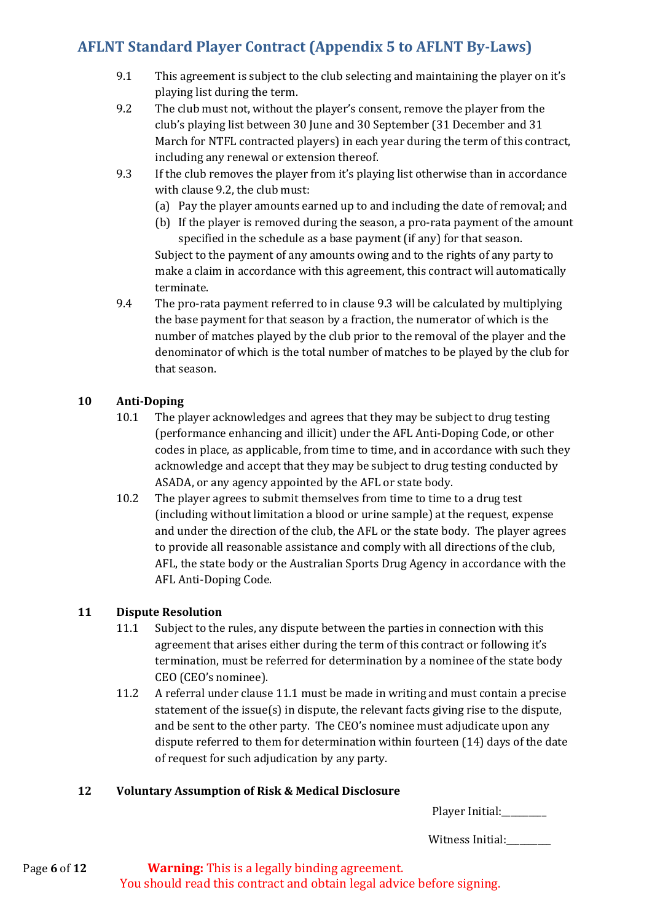9.1 This agreement is subject to the club selecting and maintaining the player on it's playing list during the term.

9.2 The club must not, without the player's consent, remove the player from the club's playing list between 30 June and 30 September (31 December and 31 March for NTFL contracted players) in each year during the term of this contract, including any renewal or extension thereof.

9.3 If the club removes the player from it's playing list otherwise than in accordance with clause 9.2, the club must:

(a) Pay the player amounts earned up to and including the date of removal; and

(b) If the player is removed during the season, a pro-rata payment of the amount specified in the schedule as a base payment (if any) for that season.

Subject to the payment of any amounts owing and to the rights of any party to make a claim in accordance with this agreement, this contract will automatically terminate.

9.4 The pro-rata payment referred to in clause 9.3 will be calculated by multiplying the base payment for that season by a fraction, the numerator of which is the number of matches played by the club prior to the removal of the player and the denominator of which is the total number of matches to be played by the club for that season.

## 10 Anti-Doping

10.1 The player acknowledges and agrees that they may be subject to drug testing (performance enhancing and illicit) under the AFL Anti-Doping Code, or other codes in place, as applicable, from time to time, and in accordance with such they acknowledge and accept that they may be subject to drug testing conducted by ASADA, or any agency appointed by the AFL or state body.

10.2 The player agrees to submit themselves from time to time to a drug test (including without limitation a blood or urine sample) at the request, expense and under the direction of the club, the AFL or the state body. The player agrees to provide all reasonable assistance and comply with all directions of the club, AFL, the state body or the Australian Sports Drug Agency in accordance with the AFL Anti-Doping Code.

## 11 Dispute Resolution

11.1 Subject to the rules, any dispute between the parties in connection with this agreement that arises either during the term of this contract or following it's termination, must be referred for determination by a nominee of the state body CEO (CEO's nominee).

11.2 A referral under clause 11.1 must be made in writing and must contain a precise statement of the issue(s) in dispute, the relevant facts giving rise to the dispute, and be sent to the other party. The CEO's nominee must adjudicate upon any dispute referred to them for determination within fourteen (14) days of the date of request for such adjudication by any party.

## 12 Voluntary Assumption of Risk & Medical Disclosure

Player Initial:_________

Witness Initial:_________

**Warning:** This is a legally binding agreement.
You should read this contract and obtain legal advice before signing.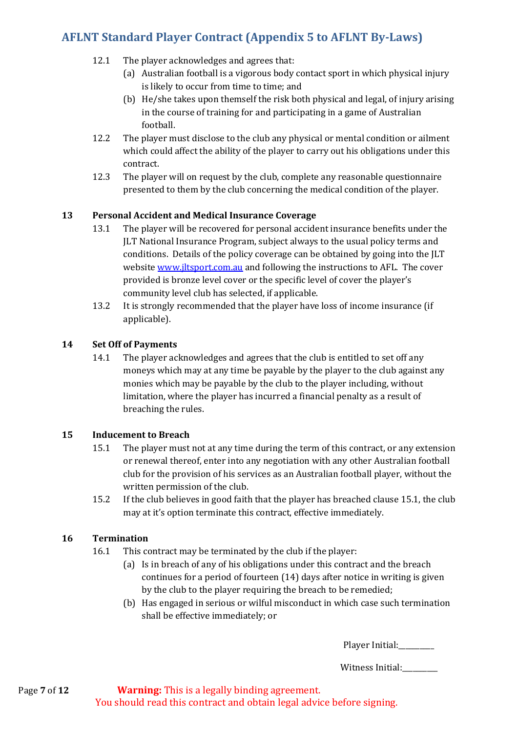12.1 The player acknowledges and agrees that:

(a) Australian football is a vigorous body contact sport in which physical injury is likely to occur from time to time; and

(b) He/she takes upon themself the risk both physical and legal, of injury arising in the course of training for and participating in a game of Australian football.

12.2 The player must disclose to the club any physical or mental condition or ailment which could affect the ability of the player to carry out his obligations under this contract.

12.3 The player will on request by the club, complete any reasonable questionnaire presented to them by the club concerning the medical condition of the player.

## 13 Personal Accident and Medical Insurance Coverage

13.1 The player will be recovered for personal accident insurance benefits under the JLT National Insurance Program, subject always to the usual policy terms and conditions. Details of the policy coverage can be obtained by going into the JLT website www.jltsport.com.au and following the instructions to AFL. The cover provided is bronze level cover or the specific level of cover the player's community level club has selected, if applicable.

13.2 It is strongly recommended that the player have loss of income insurance (if applicable).

## 14 Set Off of Payments

14.1 The player acknowledges and agrees that the club is entitled to set off any moneys which may at any time be payable by the player to the club against any monies which may be payable by the club to the player including, without limitation, where the player has incurred a financial penalty as a result of breaching the rules.

## 15 Inducement to Breach

15.1 The player must not at any time during the term of this contract, or any extension or renewal thereof, enter into any negotiation with any other Australian football club for the provision of his services as an Australian football player, without the written permission of the club.

15.2 If the club believes in good faith that the player has breached clause 15.1, the club may at it's option terminate this contract, effective immediately.

## 16 Termination

16.1 This contract may be terminated by the club if the player:

(a) Is in breach of any of his obligations under this contract and the breach continues for a period of fourteen (14) days after notice in writing is given by the club to the player requiring the breach to be remedied;

(b) Has engaged in serious or wilful misconduct in which case such termination shall be effective immediately; or

Player Initial:\_\_\_\_\_\_\_\_\_

Witness Initial:\_\_\_\_\_\_\_\_\_

**Warning:** This is a legally binding agreement.
You should read this contract and obtain legal advice before signing.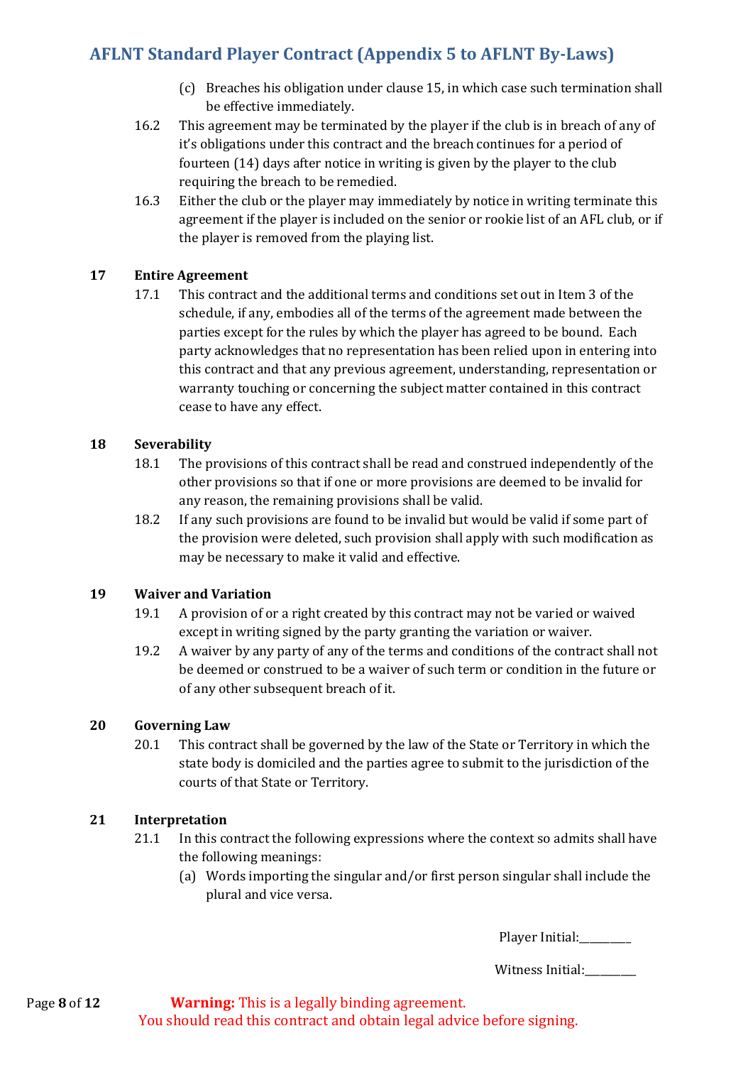(c) Breaches his obligation under clause 15, in which case such termination shall be effective immediately.

16.2 This agreement may be terminated by the player if the club is in breach of any of it's obligations under this contract and the breach continues for a period of fourteen (14) days after notice in writing is given by the player to the club requiring the breach to be remedied.

16.3 Either the club or the player may immediately by notice in writing terminate this agreement if the player is included on the senior or rookie list of an AFL club, or if the player is removed from the playing list.

## 17 Entire Agreement

17.1 This contract and the additional terms and conditions set out in Item 3 of the schedule, if any, embodies all of the terms of the agreement made between the parties except for the rules by which the player has agreed to be bound. Each party acknowledges that no representation has been relied upon in entering into this contract and that any previous agreement, understanding, representation or warranty touching or concerning the subject matter contained in this contract cease to have any effect.

## 18 Severability

18.1 The provisions of this contract shall be read and construed independently of the other provisions so that if one or more provisions are deemed to be invalid for any reason, the remaining provisions shall be valid.

18.2 If any such provisions are found to be invalid but would be valid if some part of the provision were deleted, such provision shall apply with such modification as may be necessary to make it valid and effective.

## 19 Waiver and Variation

19.1 A provision of or a right created by this contract may not be varied or waived except in writing signed by the party granting the variation or waiver.

19.2 A waiver by any party of any of the terms and conditions of the contract shall not be deemed or construed to be a waiver of such term or condition in the future or of any other subsequent breach of it.

## 20 Governing Law

20.1 This contract shall be governed by the law of the State or Territory in which the state body is domiciled and the parties agree to submit to the jurisdiction of the courts of that State or Territory.

## 21 Interpretation

21.1 In this contract the following expressions where the context so admits shall have the following meanings:

(a) Words importing the singular and/or first person singular shall include the plural and vice versa.

Player Initial:\_\_\_\_\_\_\_\_\_

Witness Initial:\_\_\_\_\_\_\_\_\_

**Warning:** This is a legally binding agreement.
You should read this contract and obtain legal advice before signing.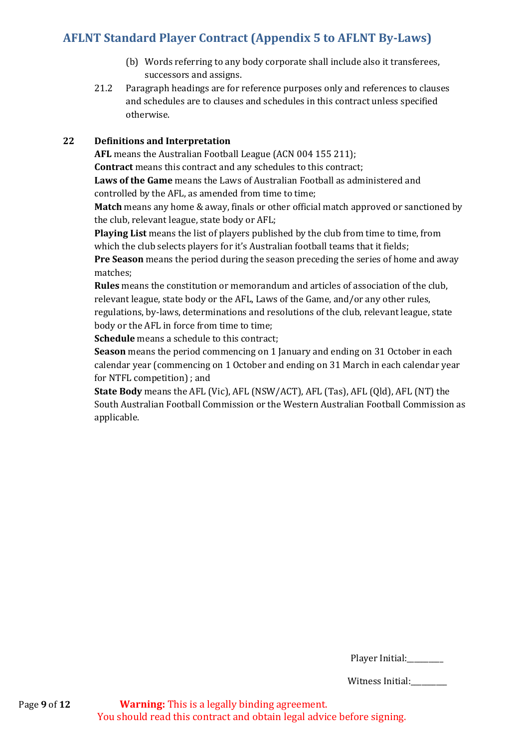(b) Words referring to any body corporate shall include also it transferees, successors and assigns.

21.2 Paragraph headings are for reference purposes only and references to clauses and schedules are to clauses and schedules in this contract unless specified otherwise.

## 22 Definitions and Interpretation

**AFL** means the Australian Football League (ACN 004 155 211);

**Contract** means this contract and any schedules to this contract;

**Laws of the Game** means the Laws of Australian Football as administered and controlled by the AFL, as amended from time to time;

**Match** means any home & away, finals or other official match approved or sanctioned by the club, relevant league, state body or AFL;

**Playing List** means the list of players published by the club from time to time, from which the club selects players for it's Australian football teams that it fields;

**Pre Season** means the period during the season preceding the series of home and away matches;

**Rules** means the constitution or memorandum and articles of association of the club, relevant league, state body or the AFL, Laws of the Game, and/or any other rules, regulations, by-laws, determinations and resolutions of the club, relevant league, state body or the AFL in force from time to time;

**Schedule** means a schedule to this contract;

**Season** means the period commencing on 1 January and ending on 31 October in each calendar year (commencing on 1 October and ending on 31 March in each calendar year for NTFL competition) ; and

**State Body** means the AFL (Vic), AFL (NSW/ACT), AFL (Tas), AFL (Qld), AFL (NT) the South Australian Football Commission or the Western Australian Football Commission as applicable.

Player Initial:\_\_\_\_\_\_\_\_\_

Witness Initial:\_\_\_\_\_\_\_\_\_

**Warning:** This is a legally binding agreement.
You should read this contract and obtain legal advice before signing.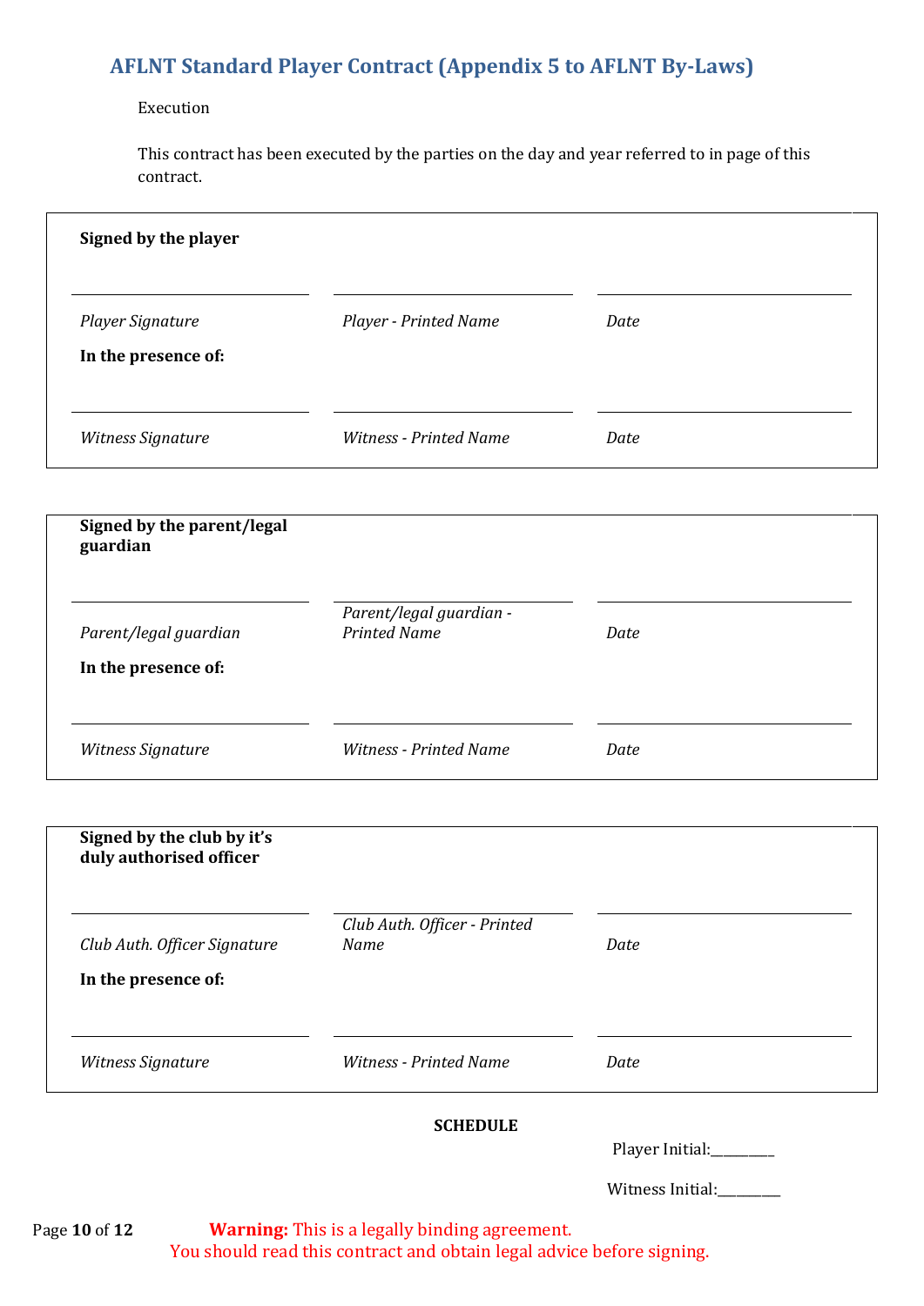## AFLNT Standard Player Contract (Appendix 5 to AFLNT By-Laws)

Execution

This contract has been executed by the parties on the day and year referred to in page of this contract.

**Signed by the player**

| | | |
|---|---|---|
| *Player Signature* | *Player - Printed Name* | *Date* |

**In the presence of:**

| | | |
|---|---|---|
| *Witness Signature* | *Witness - Printed Name* | *Date* |

**Signed by the parent/legal guardian**

| | | |
|---|---|---|
| *Parent/legal guardian* | *Parent/legal guardian - Printed Name* | *Date* |

**In the presence of:**

| | | |
|---|---|---|
| *Witness Signature* | *Witness - Printed Name* | *Date* |

**Signed by the club by it's duly authorised officer**

| | | |
|---|---|---|
| *Club Auth. Officer Signature* | *Club Auth. Officer - Printed Name* | *Date* |

**In the presence of:**

| | | |
|---|---|---|
| *Witness Signature* | *Witness - Printed Name* | *Date* |

**SCHEDULE**

Player Initial:_________

Witness Initial:_________

**Warning:** This is a legally binding agreement.
You should read this contract and obtain legal advice before signing.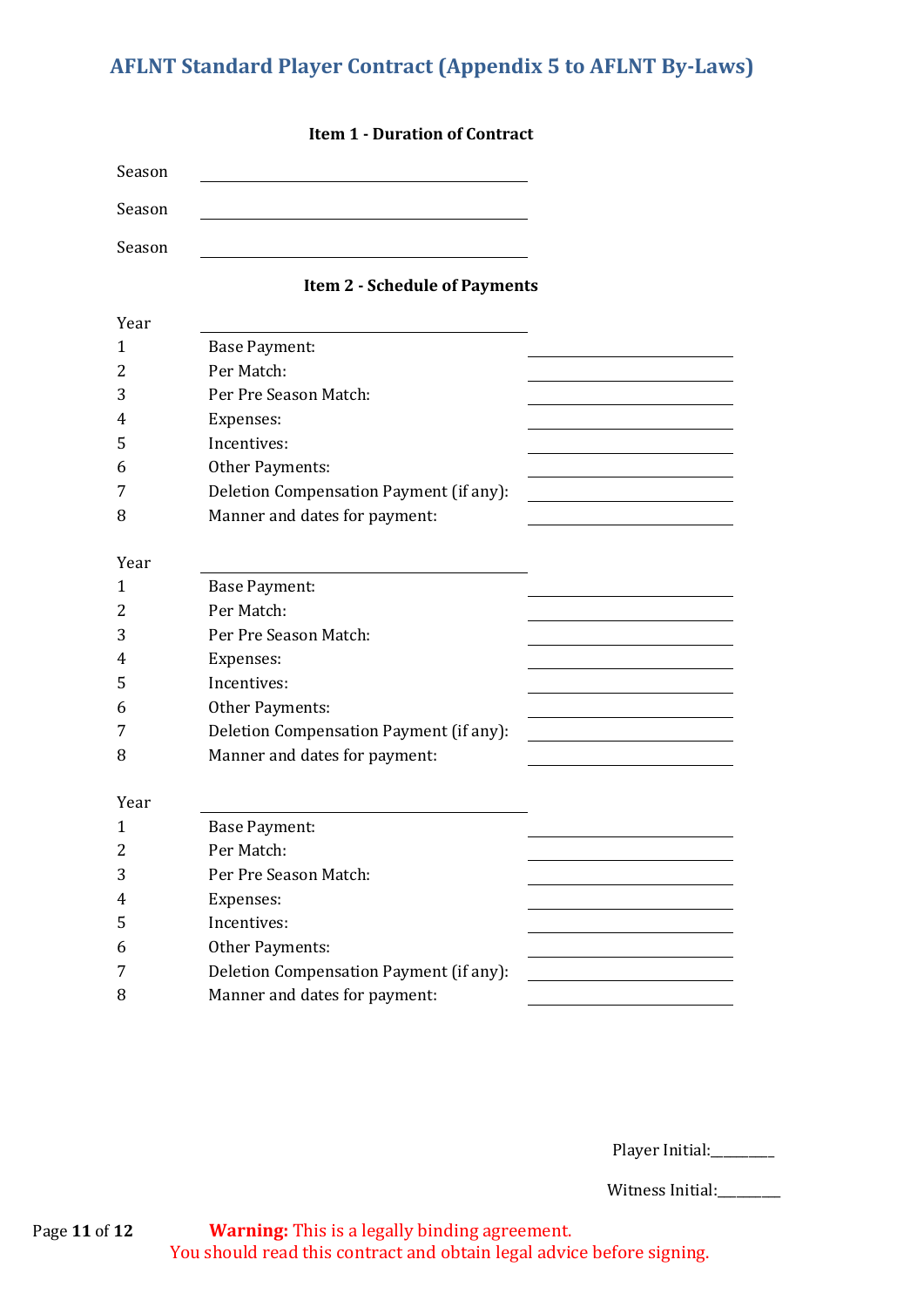# AFLNT Standard Player Contract (Appendix 5 to AFLNT By-Laws)

**Item 1 - Duration of Contract**

Season ______________________________

Season ______________________________

Season ______________________________

**Item 2 - Schedule of Payments**

Year ______________________________

| | | |
|---|---|---|
| 1 | Base Payment: | ______________ |
| 2 | Per Match: | ______________ |
| 3 | Per Pre Season Match: | ______________ |
| 4 | Expenses: | ______________ |
| 5 | Incentives: | ______________ |
| 6 | Other Payments: | ______________ |
| 7 | Deletion Compensation Payment (if any): | ______________ |
| 8 | Manner and dates for payment: | ______________ |

Year ______________________________

| | | |
|---|---|---|
| 1 | Base Payment: | ______________ |
| 2 | Per Match: | ______________ |
| 3 | Per Pre Season Match: | ______________ |
| 4 | Expenses: | ______________ |
| 5 | Incentives: | ______________ |
| 6 | Other Payments: | ______________ |
| 7 | Deletion Compensation Payment (if any): | ______________ |
| 8 | Manner and dates for payment: | ______________ |

Year ______________________________

| | | |
|---|---|---|
| 1 | Base Payment: | ______________ |
| 2 | Per Match: | ______________ |
| 3 | Per Pre Season Match: | ______________ |
| 4 | Expenses: | ______________ |
| 5 | Incentives: | ______________ |
| 6 | Other Payments: | ______________ |
| 7 | Deletion Compensation Payment (if any): | ______________ |
| 8 | Manner and dates for payment: | ______________ |

Player Initial:________

Witness Initial:________

**Warning:** This is a legally binding agreement.
You should read this contract and obtain legal advice before signing.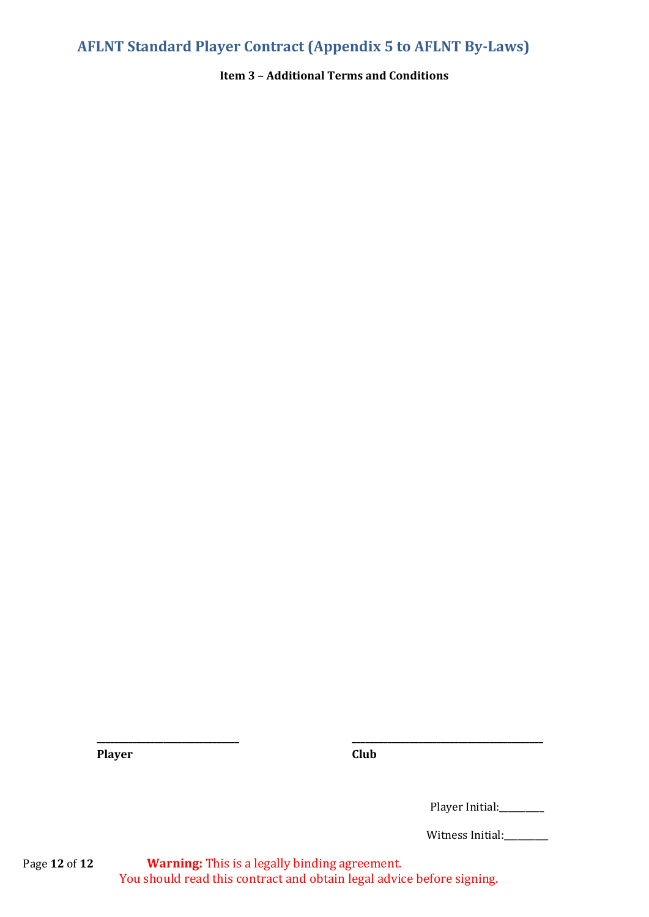**Item 3 – Additional Terms and Conditions**

\_\_\_\_\_\_\_\_\_\_\_\_\_\_\_\_\_\_\_\_\_\_\_\_\_\_\_\_\_\_ \_\_\_\_\_\_\_\_\_\_\_\_\_\_\_\_\_\_\_\_\_\_\_\_\_\_\_\_\_\_\_\_\_\_\_\_\_\_\_\_

**Player** **Club**

Player Initial:\_\_\_\_\_\_\_\_\_

Witness Initial:\_\_\_\_\_\_\_\_\_

**Warning:** This is a legally binding agreement.
You should read this contract and obtain legal advice before signing.